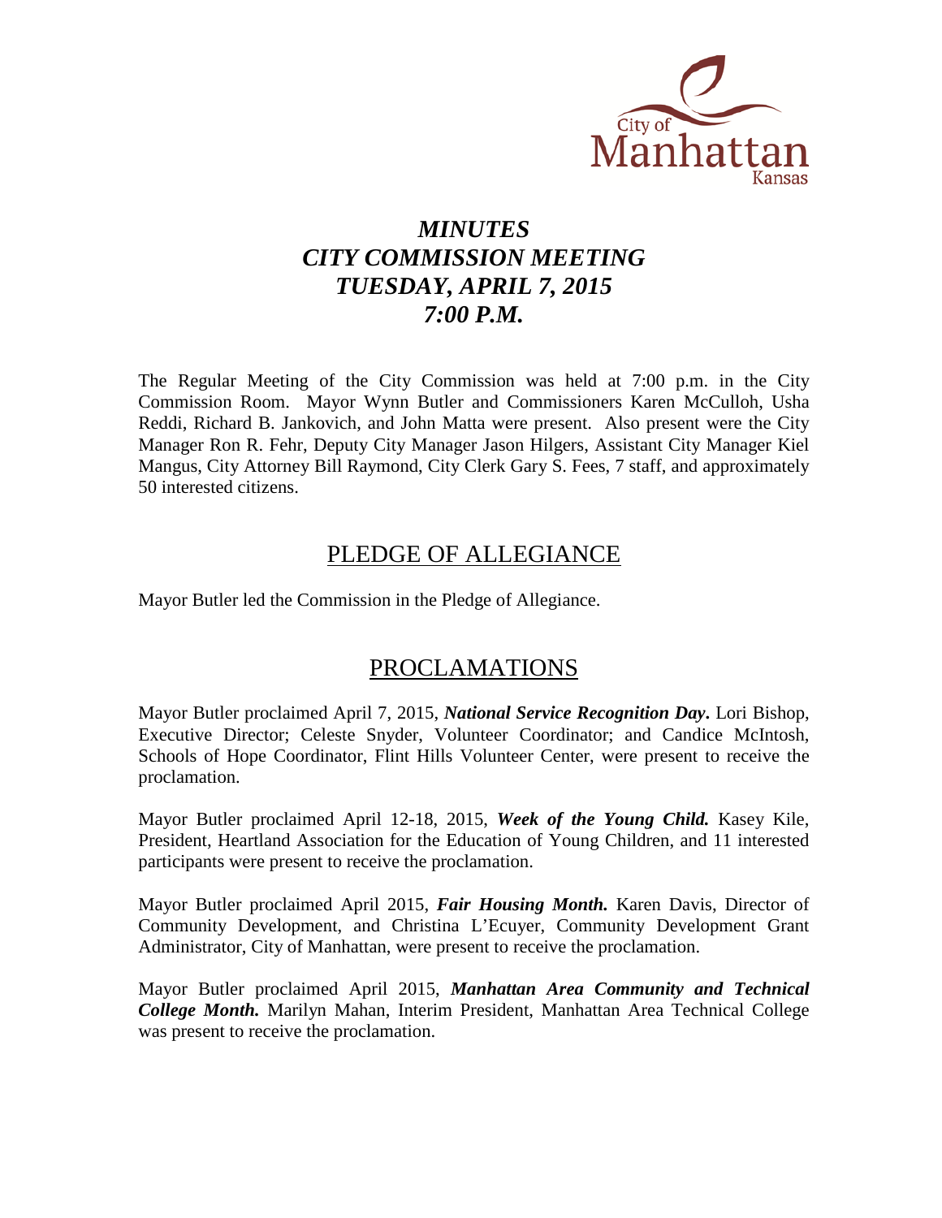City of Manhattan Kansas

# *MINUTES*
# *CITY COMMISSION MEETING*
# *TUESDAY, APRIL 7, 2015*
# *7:00 P.M.*

The Regular Meeting of the City Commission was held at 7:00 p.m. in the City Commission Room. Mayor Wynn Butler and Commissioners Karen McCulloh, Usha Reddi, Richard B. Jankovich, and John Matta were present. Also present were the City Manager Ron R. Fehr, Deputy City Manager Jason Hilgers, Assistant City Manager Kiel Mangus, City Attorney Bill Raymond, City Clerk Gary S. Fees, 7 staff, and approximately 50 interested citizens.

## PLEDGE OF ALLEGIANCE

Mayor Butler led the Commission in the Pledge of Allegiance.

## PROCLAMATIONS

Mayor Butler proclaimed April 7, 2015, ***National Service Recognition Day***. Lori Bishop, Executive Director; Celeste Snyder, Volunteer Coordinator; and Candice McIntosh, Schools of Hope Coordinator, Flint Hills Volunteer Center, were present to receive the proclamation.

Mayor Butler proclaimed April 12-18, 2015, ***Week of the Young Child.*** Kasey Kile, President, Heartland Association for the Education of Young Children, and 11 interested participants were present to receive the proclamation.

Mayor Butler proclaimed April 2015, ***Fair Housing Month.*** Karen Davis, Director of Community Development, and Christina L'Ecuyer, Community Development Grant Administrator, City of Manhattan, were present to receive the proclamation.

Mayor Butler proclaimed April 2015, ***Manhattan Area Community and Technical College Month.*** Marilyn Mahan, Interim President, Manhattan Area Technical College was present to receive the proclamation.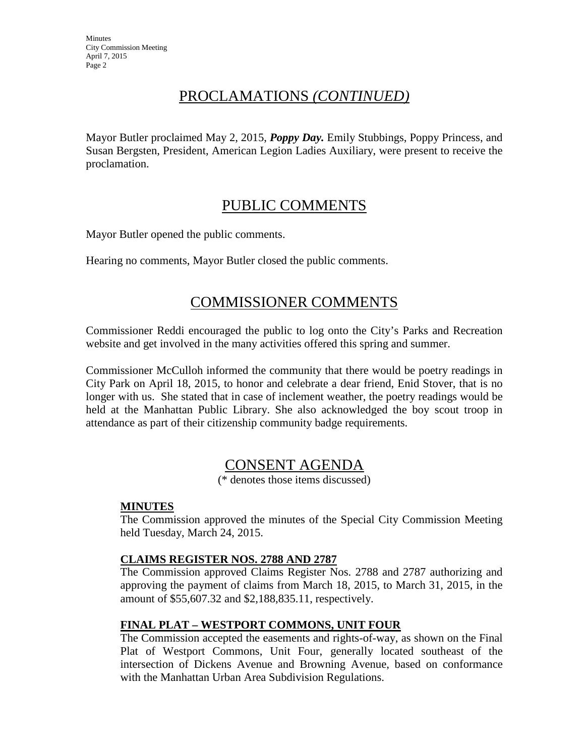## PROCLAMATIONS *(CONTINUED)*

Mayor Butler proclaimed May 2, 2015, ***Poppy Day.*** Emily Stubbings, Poppy Princess, and Susan Bergsten, President, American Legion Ladies Auxiliary, were present to receive the proclamation.

## PUBLIC COMMENTS

Mayor Butler opened the public comments.

Hearing no comments, Mayor Butler closed the public comments.

## COMMISSIONER COMMENTS

Commissioner Reddi encouraged the public to log onto the City's Parks and Recreation website and get involved in the many activities offered this spring and summer.

Commissioner McCulloh informed the community that there would be poetry readings in City Park on April 18, 2015, to honor and celebrate a dear friend, Enid Stover, that is no longer with us. She stated that in case of inclement weather, the poetry readings would be held at the Manhattan Public Library. She also acknowledged the boy scout troop in attendance as part of their citizenship community badge requirements.

## CONSENT AGENDA

(* denotes those items discussed)

**MINUTES**

The Commission approved the minutes of the Special City Commission Meeting held Tuesday, March 24, 2015.

**CLAIMS REGISTER NOS. 2788 AND 2787**

The Commission approved Claims Register Nos. 2788 and 2787 authorizing and approving the payment of claims from March 18, 2015, to March 31, 2015, in the amount of $55,607.32 and $2,188,835.11, respectively.

**FINAL PLAT – WESTPORT COMMONS, UNIT FOUR**

The Commission accepted the easements and rights-of-way, as shown on the Final Plat of Westport Commons, Unit Four, generally located southeast of the intersection of Dickens Avenue and Browning Avenue, based on conformance with the Manhattan Urban Area Subdivision Regulations.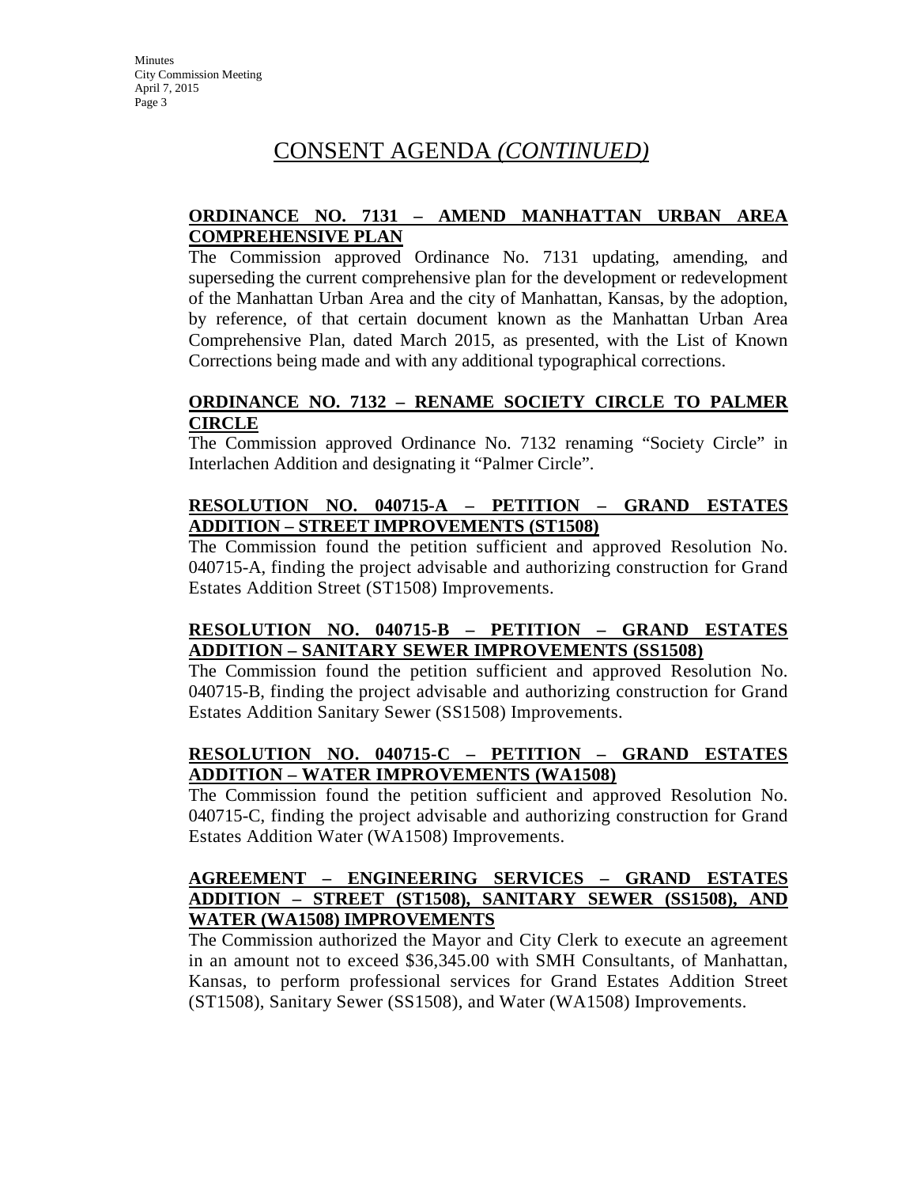# CONSENT AGENDA *(CONTINUED)*

**ORDINANCE NO. 7131 – AMEND MANHATTAN URBAN AREA COMPREHENSIVE PLAN**

The Commission approved Ordinance No. 7131 updating, amending, and superseding the current comprehensive plan for the development or redevelopment of the Manhattan Urban Area and the city of Manhattan, Kansas, by the adoption, by reference, of that certain document known as the Manhattan Urban Area Comprehensive Plan, dated March 2015, as presented, with the List of Known Corrections being made and with any additional typographical corrections.

**ORDINANCE NO. 7132 – RENAME SOCIETY CIRCLE TO PALMER CIRCLE**

The Commission approved Ordinance No. 7132 renaming "Society Circle" in Interlachen Addition and designating it "Palmer Circle".

**RESOLUTION NO. 040715-A – PETITION – GRAND ESTATES ADDITION – STREET IMPROVEMENTS (ST1508)**

The Commission found the petition sufficient and approved Resolution No. 040715-A, finding the project advisable and authorizing construction for Grand Estates Addition Street (ST1508) Improvements.

**RESOLUTION NO. 040715-B – PETITION – GRAND ESTATES ADDITION – SANITARY SEWER IMPROVEMENTS (SS1508)**

The Commission found the petition sufficient and approved Resolution No. 040715-B, finding the project advisable and authorizing construction for Grand Estates Addition Sanitary Sewer (SS1508) Improvements.

**RESOLUTION NO. 040715-C – PETITION – GRAND ESTATES ADDITION – WATER IMPROVEMENTS (WA1508)**

The Commission found the petition sufficient and approved Resolution No. 040715-C, finding the project advisable and authorizing construction for Grand Estates Addition Water (WA1508) Improvements.

**AGREEMENT – ENGINEERING SERVICES – GRAND ESTATES ADDITION – STREET (ST1508), SANITARY SEWER (SS1508), AND WATER (WA1508) IMPROVEMENTS**

The Commission authorized the Mayor and City Clerk to execute an agreement in an amount not to exceed $36,345.00 with SMH Consultants, of Manhattan, Kansas, to perform professional services for Grand Estates Addition Street (ST1508), Sanitary Sewer (SS1508), and Water (WA1508) Improvements.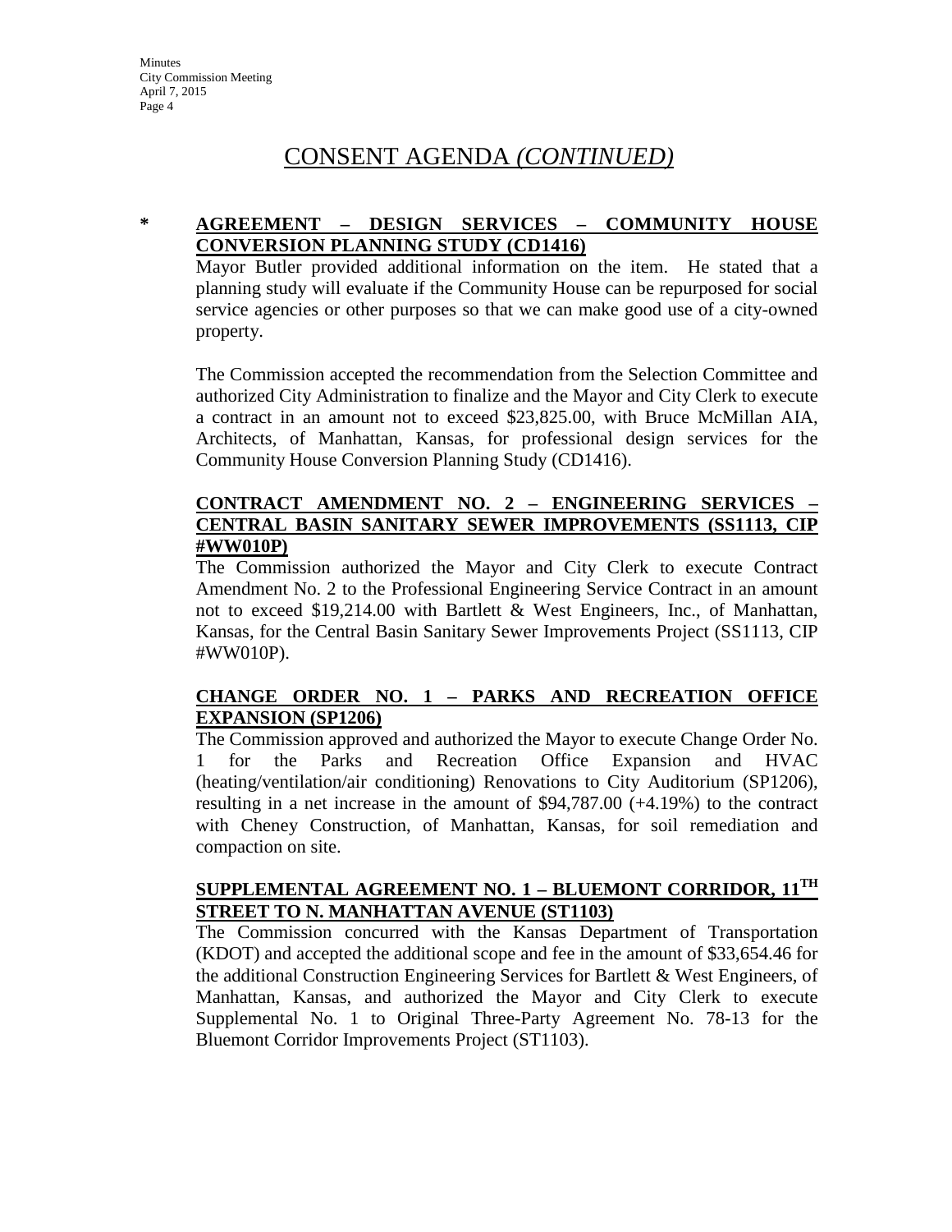# CONSENT AGENDA *(CONTINUED)*

**\* AGREEMENT – DESIGN SERVICES – COMMUNITY HOUSE CONVERSION PLANNING STUDY (CD1416)**

Mayor Butler provided additional information on the item. He stated that a planning study will evaluate if the Community House can be repurposed for social service agencies or other purposes so that we can make good use of a city-owned property.

The Commission accepted the recommendation from the Selection Committee and authorized City Administration to finalize and the Mayor and City Clerk to execute a contract in an amount not to exceed $23,825.00, with Bruce McMillan AIA, Architects, of Manhattan, Kansas, for professional design services for the Community House Conversion Planning Study (CD1416).

**CONTRACT AMENDMENT NO. 2 – ENGINEERING SERVICES – CENTRAL BASIN SANITARY SEWER IMPROVEMENTS (SS1113, CIP #WW010P)**

The Commission authorized the Mayor and City Clerk to execute Contract Amendment No. 2 to the Professional Engineering Service Contract in an amount not to exceed $19,214.00 with Bartlett & West Engineers, Inc., of Manhattan, Kansas, for the Central Basin Sanitary Sewer Improvements Project (SS1113, CIP #WW010P).

**CHANGE ORDER NO. 1 – PARKS AND RECREATION OFFICE EXPANSION (SP1206)**

The Commission approved and authorized the Mayor to execute Change Order No. 1 for the Parks and Recreation Office Expansion and HVAC (heating/ventilation/air conditioning) Renovations to City Auditorium (SP1206), resulting in a net increase in the amount of $94,787.00 (+4.19%) to the contract with Cheney Construction, of Manhattan, Kansas, for soil remediation and compaction on site.

**SUPPLEMENTAL AGREEMENT NO. 1 – BLUEMONT CORRIDOR, 11TH STREET TO N. MANHATTAN AVENUE (ST1103)**

The Commission concurred with the Kansas Department of Transportation (KDOT) and accepted the additional scope and fee in the amount of $33,654.46 for the additional Construction Engineering Services for Bartlett & West Engineers, of Manhattan, Kansas, and authorized the Mayor and City Clerk to execute Supplemental No. 1 to Original Three-Party Agreement No. 78-13 for the Bluemont Corridor Improvements Project (ST1103).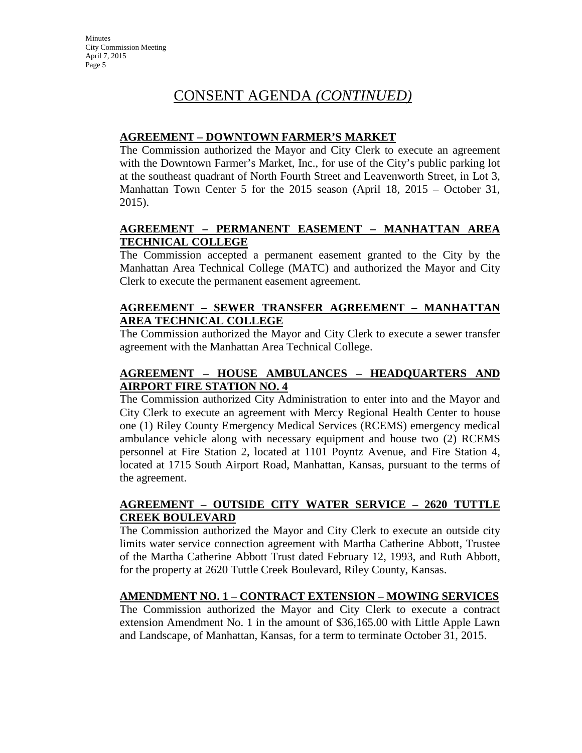# CONSENT AGENDA *(CONTINUED)*

**AGREEMENT – DOWNTOWN FARMER'S MARKET**

The Commission authorized the Mayor and City Clerk to execute an agreement with the Downtown Farmer's Market, Inc., for use of the City's public parking lot at the southeast quadrant of North Fourth Street and Leavenworth Street, in Lot 3, Manhattan Town Center 5 for the 2015 season (April 18, 2015 – October 31, 2015).

**AGREEMENT – PERMANENT EASEMENT – MANHATTAN AREA TECHNICAL COLLEGE**

The Commission accepted a permanent easement granted to the City by the Manhattan Area Technical College (MATC) and authorized the Mayor and City Clerk to execute the permanent easement agreement.

**AGREEMENT – SEWER TRANSFER AGREEMENT – MANHATTAN AREA TECHNICAL COLLEGE**

The Commission authorized the Mayor and City Clerk to execute a sewer transfer agreement with the Manhattan Area Technical College.

**AGREEMENT – HOUSE AMBULANCES – HEADQUARTERS AND AIRPORT FIRE STATION NO. 4**

The Commission authorized City Administration to enter into and the Mayor and City Clerk to execute an agreement with Mercy Regional Health Center to house one (1) Riley County Emergency Medical Services (RCEMS) emergency medical ambulance vehicle along with necessary equipment and house two (2) RCEMS personnel at Fire Station 2, located at 1101 Poyntz Avenue, and Fire Station 4, located at 1715 South Airport Road, Manhattan, Kansas, pursuant to the terms of the agreement.

**AGREEMENT – OUTSIDE CITY WATER SERVICE – 2620 TUTTLE CREEK BOULEVARD**

The Commission authorized the Mayor and City Clerk to execute an outside city limits water service connection agreement with Martha Catherine Abbott, Trustee of the Martha Catherine Abbott Trust dated February 12, 1993, and Ruth Abbott, for the property at 2620 Tuttle Creek Boulevard, Riley County, Kansas.

**AMENDMENT NO. 1 – CONTRACT EXTENSION – MOWING SERVICES**

The Commission authorized the Mayor and City Clerk to execute a contract extension Amendment No. 1 in the amount of $36,165.00 with Little Apple Lawn and Landscape, of Manhattan, Kansas, for a term to terminate October 31, 2015.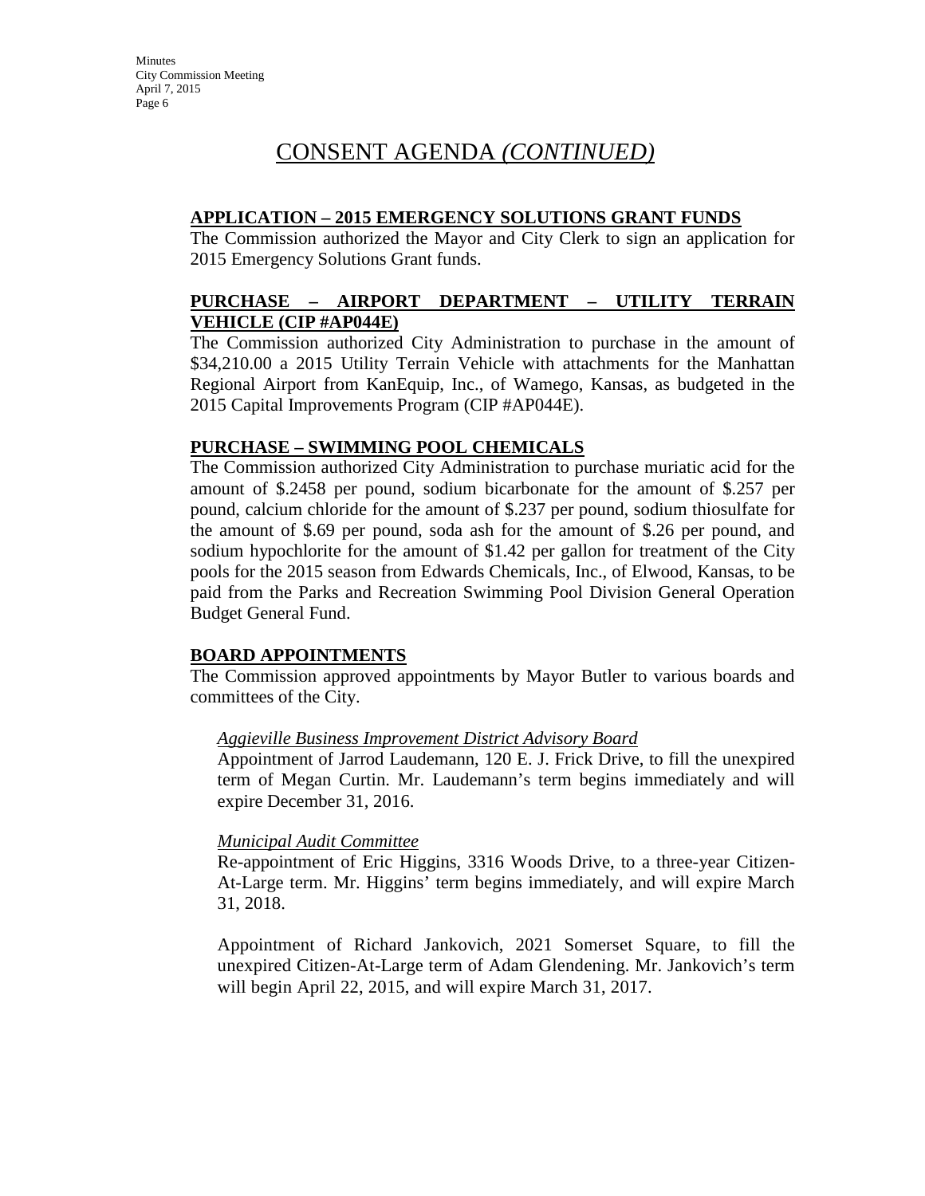# CONSENT AGENDA *(CONTINUED)*

**APPLICATION – 2015 EMERGENCY SOLUTIONS GRANT FUNDS**

The Commission authorized the Mayor and City Clerk to sign an application for 2015 Emergency Solutions Grant funds.

**PURCHASE – AIRPORT DEPARTMENT – UTILITY TERRAIN VEHICLE (CIP #AP044E)**

The Commission authorized City Administration to purchase in the amount of $34,210.00 a 2015 Utility Terrain Vehicle with attachments for the Manhattan Regional Airport from KanEquip, Inc., of Wamego, Kansas, as budgeted in the 2015 Capital Improvements Program (CIP #AP044E).

**PURCHASE – SWIMMING POOL CHEMICALS**

The Commission authorized City Administration to purchase muriatic acid for the amount of $.2458 per pound, sodium bicarbonate for the amount of $.257 per pound, calcium chloride for the amount of $.237 per pound, sodium thiosulfate for the amount of $.69 per pound, soda ash for the amount of $.26 per pound, and sodium hypochlorite for the amount of $1.42 per gallon for treatment of the City pools for the 2015 season from Edwards Chemicals, Inc., of Elwood, Kansas, to be paid from the Parks and Recreation Swimming Pool Division General Operation Budget General Fund.

**BOARD APPOINTMENTS**

The Commission approved appointments by Mayor Butler to various boards and committees of the City.

*Aggieville Business Improvement District Advisory Board*

Appointment of Jarrod Laudemann, 120 E. J. Frick Drive, to fill the unexpired term of Megan Curtin. Mr. Laudemann's term begins immediately and will expire December 31, 2016.

*Municipal Audit Committee*

Re-appointment of Eric Higgins, 3316 Woods Drive, to a three-year Citizen-At-Large term. Mr. Higgins' term begins immediately, and will expire March 31, 2018.

Appointment of Richard Jankovich, 2021 Somerset Square, to fill the unexpired Citizen-At-Large term of Adam Glendening. Mr. Jankovich's term will begin April 22, 2015, and will expire March 31, 2017.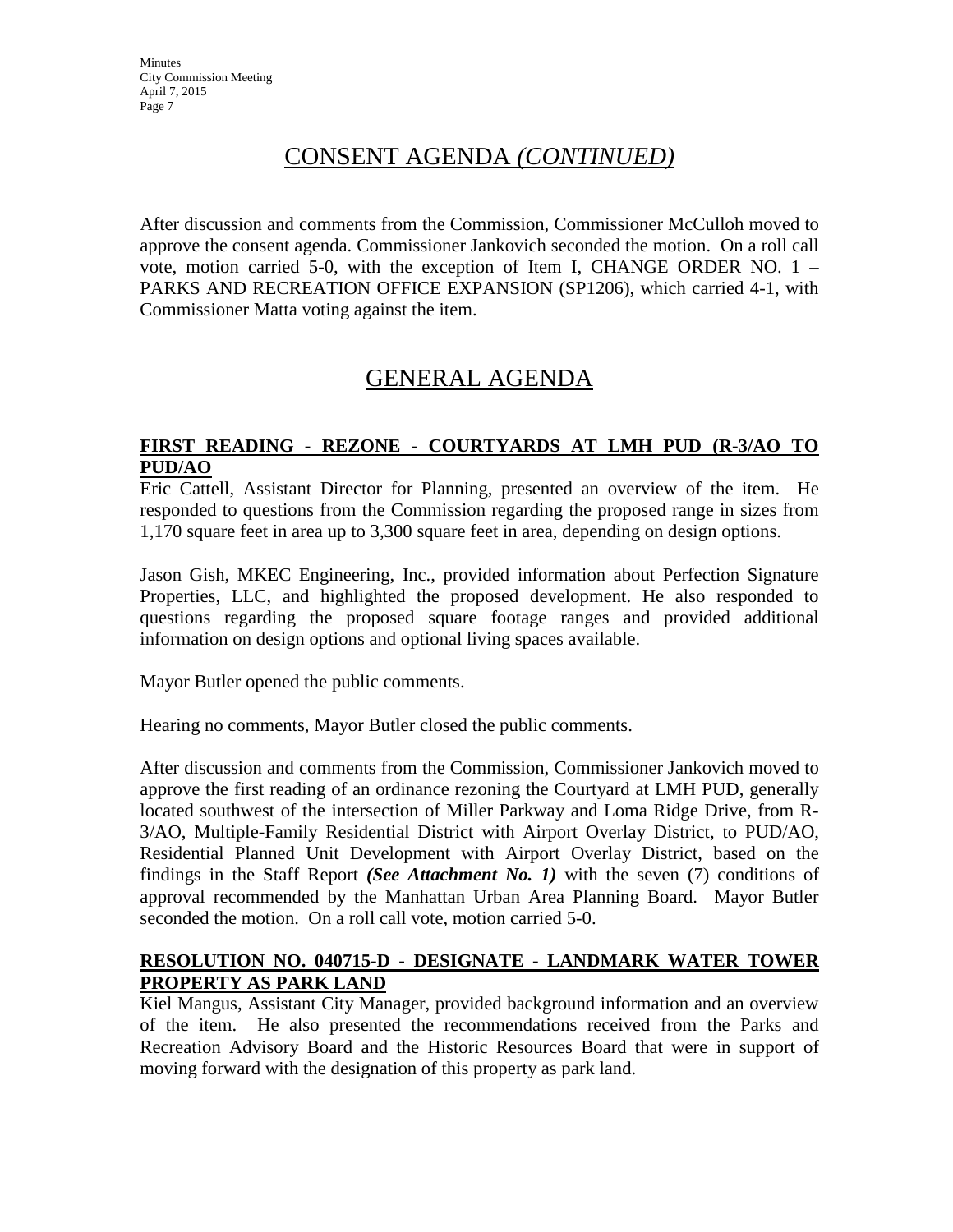## CONSENT AGENDA *(CONTINUED)*

After discussion and comments from the Commission, Commissioner McCulloh moved to approve the consent agenda. Commissioner Jankovich seconded the motion. On a roll call vote, motion carried 5-0, with the exception of Item I, CHANGE ORDER NO. 1 – PARKS AND RECREATION OFFICE EXPANSION (SP1206), which carried 4-1, with Commissioner Matta voting against the item.

## GENERAL AGENDA

### FIRST READING - REZONE - COURTYARDS AT LMH PUD (R-3/AO TO PUD/AO

Eric Cattell, Assistant Director for Planning, presented an overview of the item. He responded to questions from the Commission regarding the proposed range in sizes from 1,170 square feet in area up to 3,300 square feet in area, depending on design options.

Jason Gish, MKEC Engineering, Inc., provided information about Perfection Signature Properties, LLC, and highlighted the proposed development. He also responded to questions regarding the proposed square footage ranges and provided additional information on design options and optional living spaces available.

Mayor Butler opened the public comments.

Hearing no comments, Mayor Butler closed the public comments.

After discussion and comments from the Commission, Commissioner Jankovich moved to approve the first reading of an ordinance rezoning the Courtyard at LMH PUD, generally located southwest of the intersection of Miller Parkway and Loma Ridge Drive, from R-3/AO, Multiple-Family Residential District with Airport Overlay District, to PUD/AO, Residential Planned Unit Development with Airport Overlay District, based on the findings in the Staff Report ***(See Attachment No. 1)*** with the seven (7) conditions of approval recommended by the Manhattan Urban Area Planning Board. Mayor Butler seconded the motion. On a roll call vote, motion carried 5-0.

### RESOLUTION NO. 040715-D - DESIGNATE - LANDMARK WATER TOWER PROPERTY AS PARK LAND

Kiel Mangus, Assistant City Manager, provided background information and an overview of the item. He also presented the recommendations received from the Parks and Recreation Advisory Board and the Historic Resources Board that were in support of moving forward with the designation of this property as park land.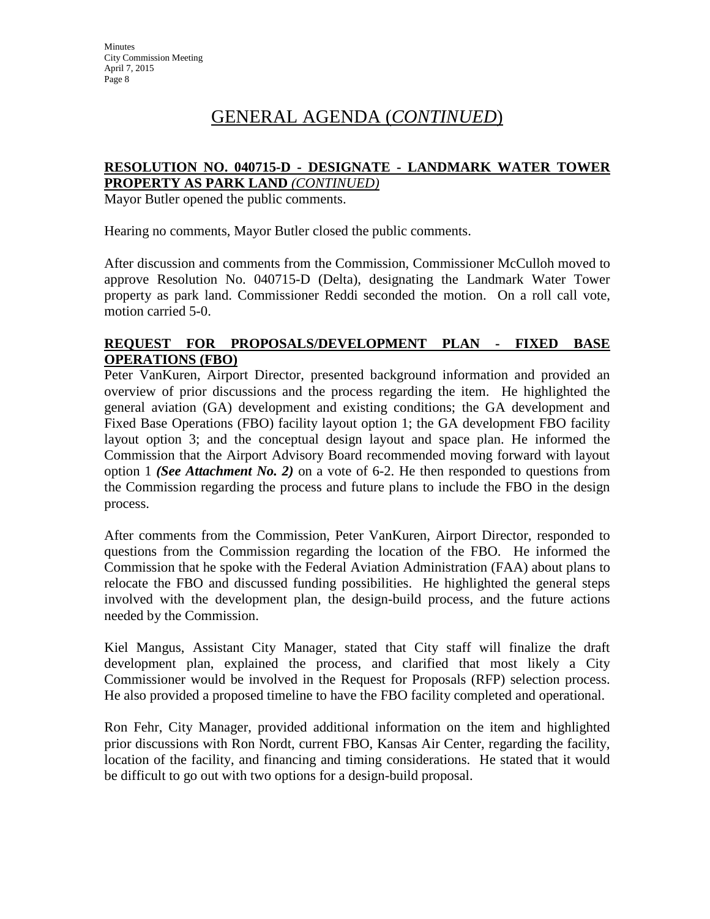# GENERAL AGENDA (*CONTINUED*)

**RESOLUTION NO. 040715-D - DESIGNATE - LANDMARK WATER TOWER PROPERTY AS PARK LAND** ***(CONTINUED)***

Mayor Butler opened the public comments.

Hearing no comments, Mayor Butler closed the public comments.

After discussion and comments from the Commission, Commissioner McCulloh moved to approve Resolution No. 040715-D (Delta), designating the Landmark Water Tower property as park land. Commissioner Reddi seconded the motion. On a roll call vote, motion carried 5-0.

**REQUEST FOR PROPOSALS/DEVELOPMENT PLAN - FIXED BASE OPERATIONS (FBO)**

Peter VanKuren, Airport Director, presented background information and provided an overview of prior discussions and the process regarding the item. He highlighted the general aviation (GA) development and existing conditions; the GA development and Fixed Base Operations (FBO) facility layout option 1; the GA development FBO facility layout option 3; and the conceptual design layout and space plan. He informed the Commission that the Airport Advisory Board recommended moving forward with layout option 1 ***(See Attachment No. 2)*** on a vote of 6-2. He then responded to questions from the Commission regarding the process and future plans to include the FBO in the design process.

After comments from the Commission, Peter VanKuren, Airport Director, responded to questions from the Commission regarding the location of the FBO. He informed the Commission that he spoke with the Federal Aviation Administration (FAA) about plans to relocate the FBO and discussed funding possibilities. He highlighted the general steps involved with the development plan, the design-build process, and the future actions needed by the Commission.

Kiel Mangus, Assistant City Manager, stated that City staff will finalize the draft development plan, explained the process, and clarified that most likely a City Commissioner would be involved in the Request for Proposals (RFP) selection process. He also provided a proposed timeline to have the FBO facility completed and operational.

Ron Fehr, City Manager, provided additional information on the item and highlighted prior discussions with Ron Nordt, current FBO, Kansas Air Center, regarding the facility, location of the facility, and financing and timing considerations. He stated that it would be difficult to go out with two options for a design-build proposal.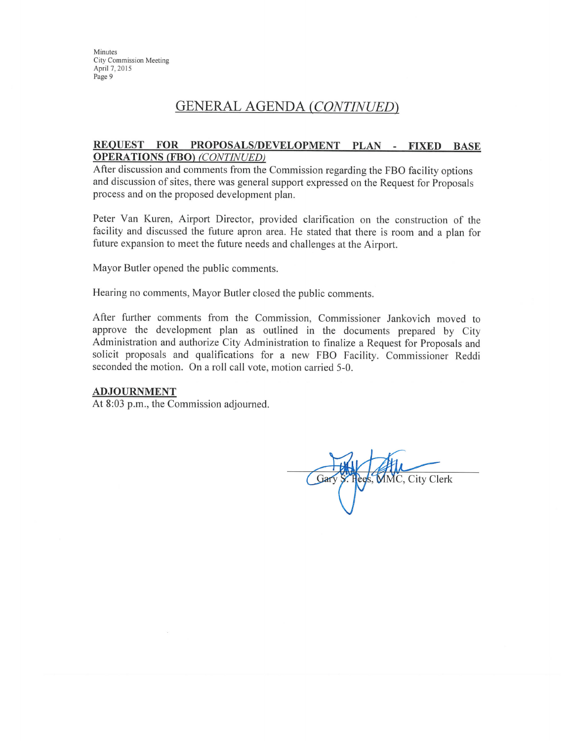## GENERAL AGENDA *(CONTINUED)*

**REQUEST FOR PROPOSALS/DEVELOPMENT PLAN - FIXED BASE OPERATIONS (FBO)** ***(CONTINUED)***

After discussion and comments from the Commission regarding the FBO facility options and discussion of sites, there was general support expressed on the Request for Proposals process and on the proposed development plan.

Peter Van Kuren, Airport Director, provided clarification on the construction of the facility and discussed the future apron area. He stated that there is room and a plan for future expansion to meet the future needs and challenges at the Airport.

Mayor Butler opened the public comments.

Hearing no comments, Mayor Butler closed the public comments.

After further comments from the Commission, Commissioner Jankovich moved to approve the development plan as outlined in the documents prepared by City Administration and authorize City Administration to finalize a Request for Proposals and solicit proposals and qualifications for a new FBO Facility. Commissioner Reddi seconded the motion. On a roll call vote, motion carried 5-0.

**ADJOURNMENT**

At 8:03 p.m., the Commission adjourned.

Gary S. Hees, MMC, City Clerk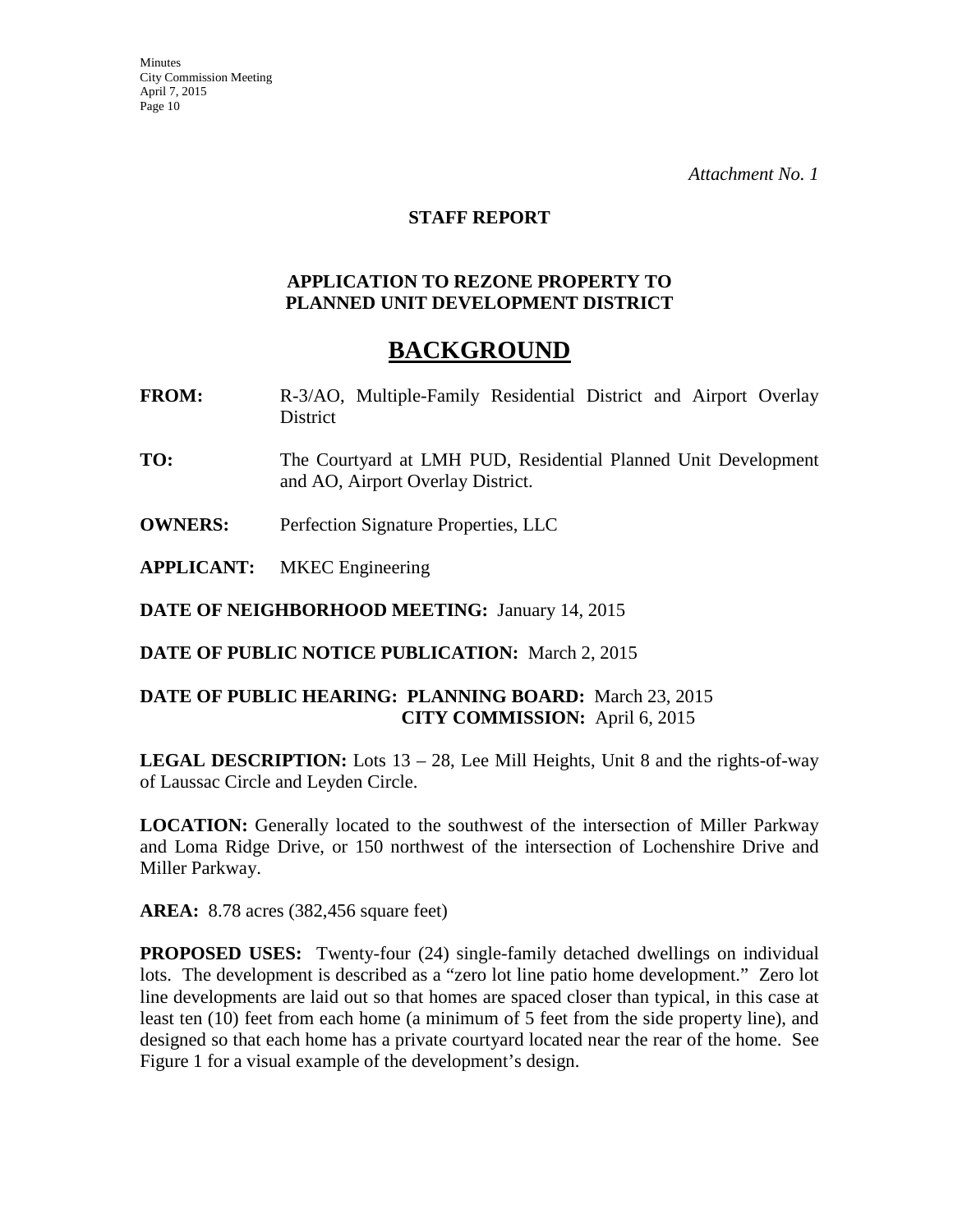*Attachment No. 1*

**STAFF REPORT**

**APPLICATION TO REZONE PROPERTY TO PLANNED UNIT DEVELOPMENT DISTRICT**

# BACKGROUND

**FROM:** R-3/AO, Multiple-Family Residential District and Airport Overlay District

**TO:** The Courtyard at LMH PUD, Residential Planned Unit Development and AO, Airport Overlay District.

**OWNERS:** Perfection Signature Properties, LLC

**APPLICANT:** MKEC Engineering

**DATE OF NEIGHBORHOOD MEETING:** January 14, 2015

**DATE OF PUBLIC NOTICE PUBLICATION:** March 2, 2015

**DATE OF PUBLIC HEARING: PLANNING BOARD:** March 23, 2015
**CITY COMMISSION:** April 6, 2015

**LEGAL DESCRIPTION:** Lots 13 – 28, Lee Mill Heights, Unit 8 and the rights-of-way of Laussac Circle and Leyden Circle.

**LOCATION:** Generally located to the southwest of the intersection of Miller Parkway and Loma Ridge Drive, or 150 northwest of the intersection of Lochenshire Drive and Miller Parkway.

**AREA:** 8.78 acres (382,456 square feet)

**PROPOSED USES:** Twenty-four (24) single-family detached dwellings on individual lots. The development is described as a "zero lot line patio home development." Zero lot line developments are laid out so that homes are spaced closer than typical, in this case at least ten (10) feet from each home (a minimum of 5 feet from the side property line), and designed so that each home has a private courtyard located near the rear of the home. See Figure 1 for a visual example of the development's design.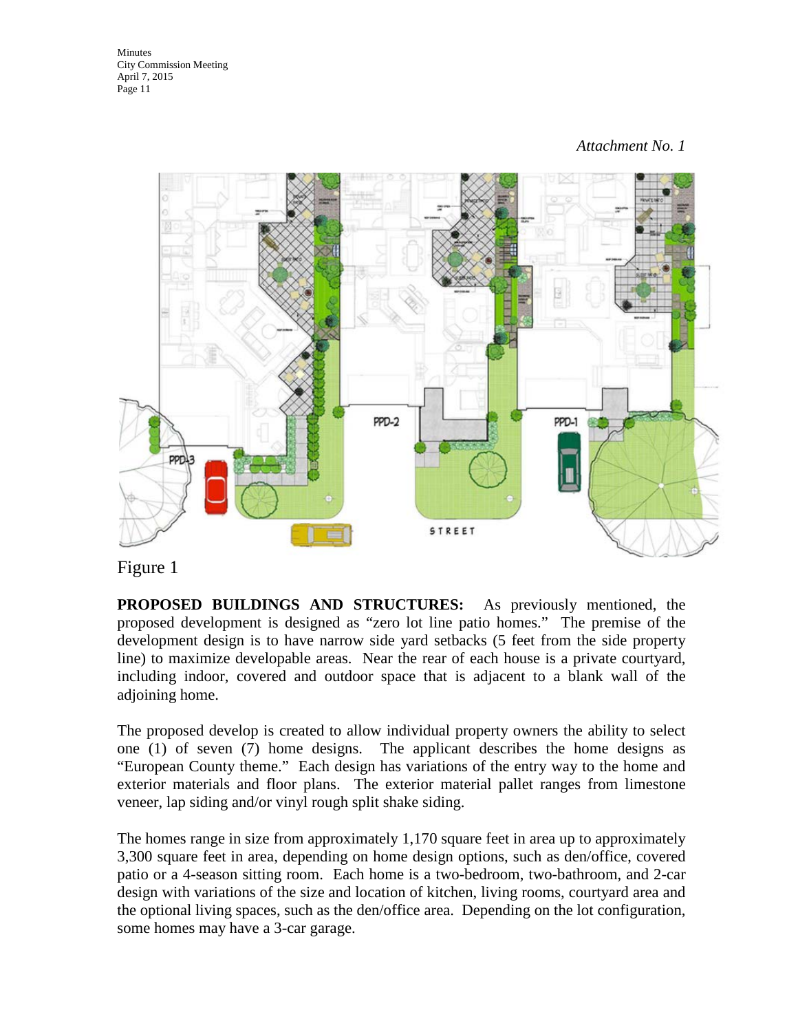*Attachment No. 1*

Figure 1

**PROPOSED BUILDINGS AND STRUCTURES:** As previously mentioned, the proposed development is designed as "zero lot line patio homes." The premise of the development design is to have narrow side yard setbacks (5 feet from the side property line) to maximize developable areas. Near the rear of each house is a private courtyard, including indoor, covered and outdoor space that is adjacent to a blank wall of the adjoining home.

The proposed develop is created to allow individual property owners the ability to select one (1) of seven (7) home designs. The applicant describes the home designs as "European County theme." Each design has variations of the entry way to the home and exterior materials and floor plans. The exterior material pallet ranges from limestone veneer, lap siding and/or vinyl rough split shake siding.

The homes range in size from approximately 1,170 square feet in area up to approximately 3,300 square feet in area, depending on home design options, such as den/office, covered patio or a 4-season sitting room. Each home is a two-bedroom, two-bathroom, and 2-car design with variations of the size and location of kitchen, living rooms, courtyard area and the optional living spaces, such as the den/office area. Depending on the lot configuration, some homes may have a 3-car garage.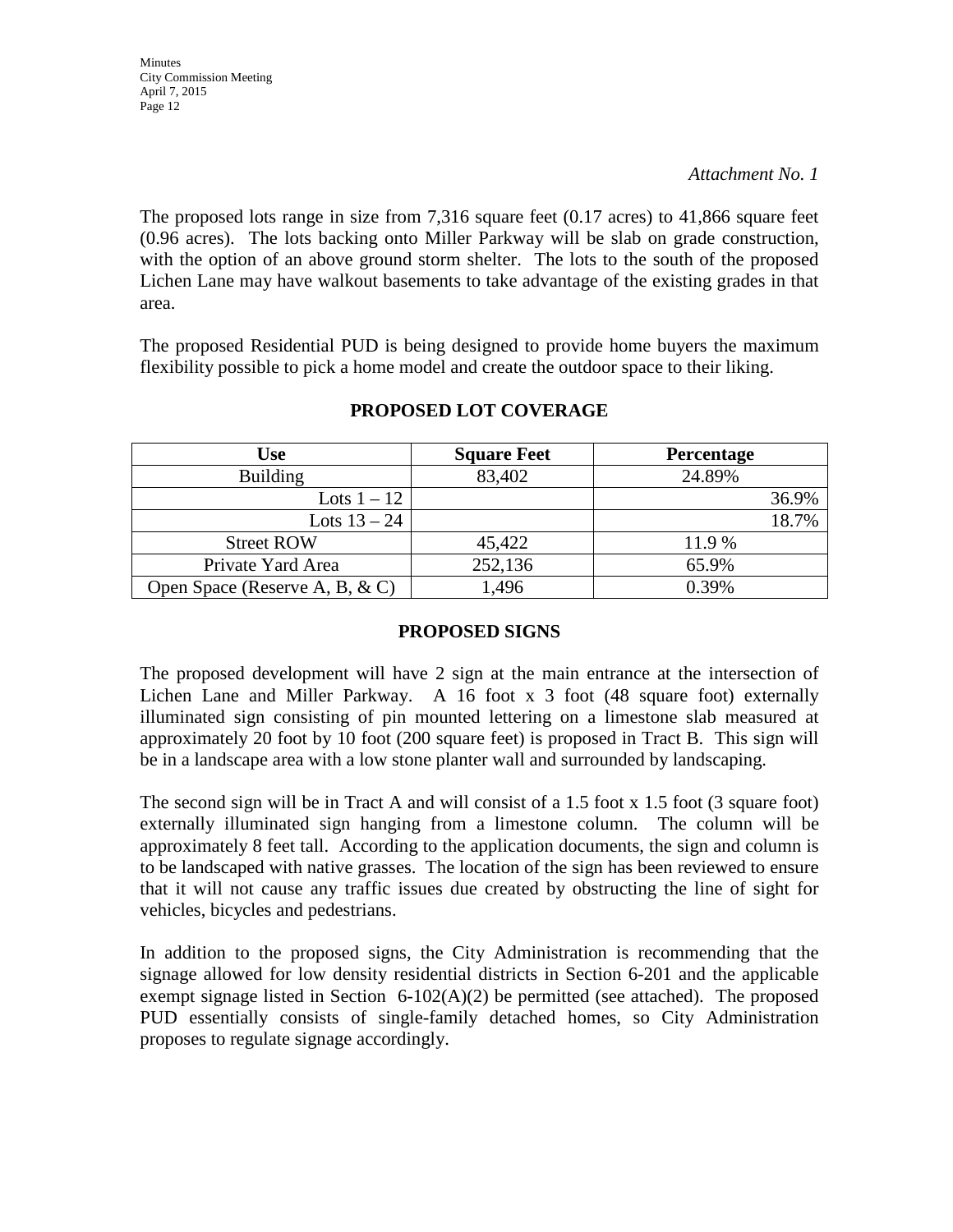*Attachment No. 1*

The proposed lots range in size from 7,316 square feet (0.17 acres) to 41,866 square feet (0.96 acres). The lots backing onto Miller Parkway will be slab on grade construction, with the option of an above ground storm shelter. The lots to the south of the proposed Lichen Lane may have walkout basements to take advantage of the existing grades in that area.

The proposed Residential PUD is being designed to provide home buyers the maximum flexibility possible to pick a home model and create the outdoor space to their liking.

**PROPOSED LOT COVERAGE**

| Use | Square Feet | Percentage |
|---|---|---|
| Building | 83,402 | 24.89% |
| Lots 1 – 12 | | 36.9% |
| Lots 13 – 24 | | 18.7% |
| Street ROW | 45,422 | 11.9 % |
| Private Yard Area | 252,136 | 65.9% |
| Open Space (Reserve A, B, & C) | 1,496 | 0.39% |

**PROPOSED SIGNS**

The proposed development will have 2 sign at the main entrance at the intersection of Lichen Lane and Miller Parkway. A 16 foot x 3 foot (48 square foot) externally illuminated sign consisting of pin mounted lettering on a limestone slab measured at approximately 20 foot by 10 foot (200 square feet) is proposed in Tract B. This sign will be in a landscape area with a low stone planter wall and surrounded by landscaping.

The second sign will be in Tract A and will consist of a 1.5 foot x 1.5 foot (3 square foot) externally illuminated sign hanging from a limestone column. The column will be approximately 8 feet tall. According to the application documents, the sign and column is to be landscaped with native grasses. The location of the sign has been reviewed to ensure that it will not cause any traffic issues due created by obstructing the line of sight for vehicles, bicycles and pedestrians.

In addition to the proposed signs, the City Administration is recommending that the signage allowed for low density residential districts in Section 6-201 and the applicable exempt signage listed in Section 6-102(A)(2) be permitted (see attached). The proposed PUD essentially consists of single-family detached homes, so City Administration proposes to regulate signage accordingly.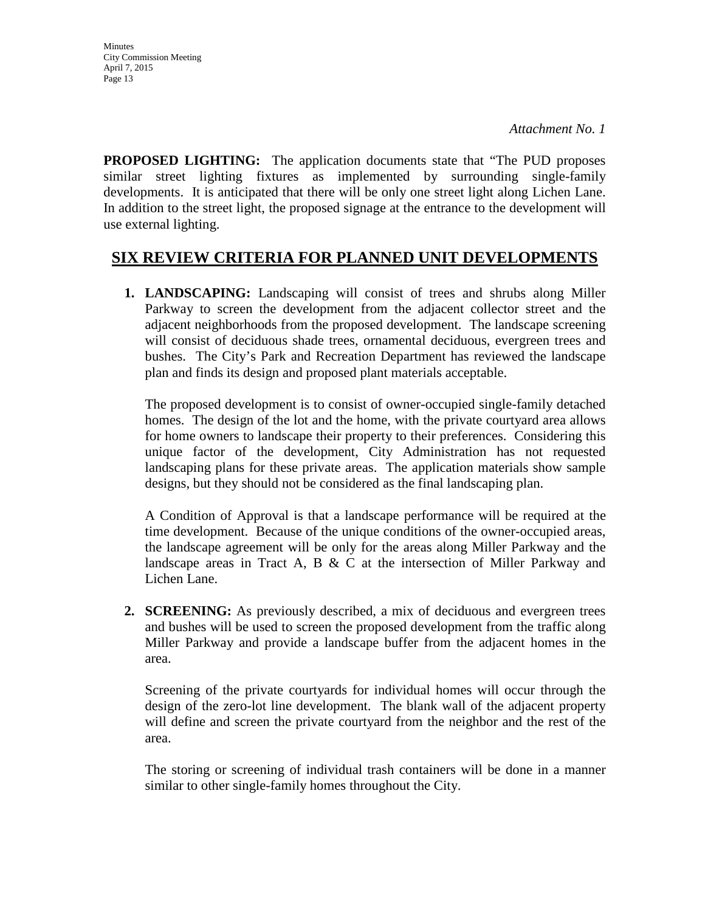*Attachment No. 1*

**PROPOSED LIGHTING:** The application documents state that "The PUD proposes similar street lighting fixtures as implemented by surrounding single-family developments. It is anticipated that there will be only one street light along Lichen Lane. In addition to the street light, the proposed signage at the entrance to the development will use external lighting.

## SIX REVIEW CRITERIA FOR PLANNED UNIT DEVELOPMENTS

1. **LANDSCAPING:** Landscaping will consist of trees and shrubs along Miller Parkway to screen the development from the adjacent collector street and the adjacent neighborhoods from the proposed development. The landscape screening will consist of deciduous shade trees, ornamental deciduous, evergreen trees and bushes. The City's Park and Recreation Department has reviewed the landscape plan and finds its design and proposed plant materials acceptable.

   The proposed development is to consist of owner-occupied single-family detached homes. The design of the lot and the home, with the private courtyard area allows for home owners to landscape their property to their preferences. Considering this unique factor of the development, City Administration has not requested landscaping plans for these private areas. The application materials show sample designs, but they should not be considered as the final landscaping plan.

   A Condition of Approval is that a landscape performance will be required at the time development. Because of the unique conditions of the owner-occupied areas, the landscape agreement will be only for the areas along Miller Parkway and the landscape areas in Tract A, B & C at the intersection of Miller Parkway and Lichen Lane.

2. **SCREENING:** As previously described, a mix of deciduous and evergreen trees and bushes will be used to screen the proposed development from the traffic along Miller Parkway and provide a landscape buffer from the adjacent homes in the area.

   Screening of the private courtyards for individual homes will occur through the design of the zero-lot line development. The blank wall of the adjacent property will define and screen the private courtyard from the neighbor and the rest of the area.

   The storing or screening of individual trash containers will be done in a manner similar to other single-family homes throughout the City.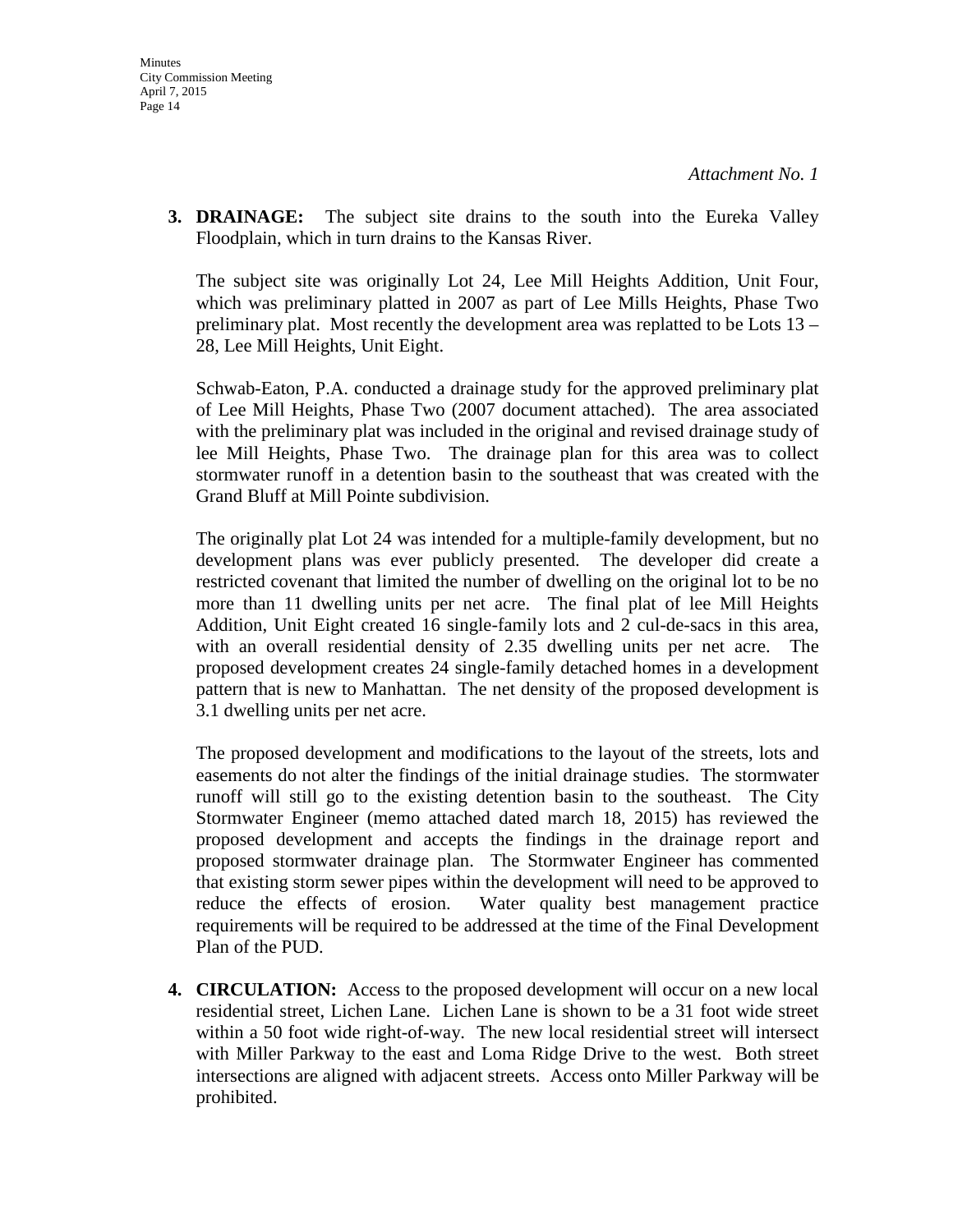*Attachment No. 1*

3. **DRAINAGE:** The subject site drains to the south into the Eureka Valley Floodplain, which in turn drains to the Kansas River.

   The subject site was originally Lot 24, Lee Mill Heights Addition, Unit Four, which was preliminary platted in 2007 as part of Lee Mills Heights, Phase Two preliminary plat. Most recently the development area was replatted to be Lots 13 – 28, Lee Mill Heights, Unit Eight.

   Schwab-Eaton, P.A. conducted a drainage study for the approved preliminary plat of Lee Mill Heights, Phase Two (2007 document attached). The area associated with the preliminary plat was included in the original and revised drainage study of lee Mill Heights, Phase Two. The drainage plan for this area was to collect stormwater runoff in a detention basin to the southeast that was created with the Grand Bluff at Mill Pointe subdivision.

   The originally plat Lot 24 was intended for a multiple-family development, but no development plans was ever publicly presented. The developer did create a restricted covenant that limited the number of dwelling on the original lot to be no more than 11 dwelling units per net acre. The final plat of lee Mill Heights Addition, Unit Eight created 16 single-family lots and 2 cul-de-sacs in this area, with an overall residential density of 2.35 dwelling units per net acre. The proposed development creates 24 single-family detached homes in a development pattern that is new to Manhattan. The net density of the proposed development is 3.1 dwelling units per net acre.

   The proposed development and modifications to the layout of the streets, lots and easements do not alter the findings of the initial drainage studies. The stormwater runoff will still go to the existing detention basin to the southeast. The City Stormwater Engineer (memo attached dated march 18, 2015) has reviewed the proposed development and accepts the findings in the drainage report and proposed stormwater drainage plan. The Stormwater Engineer has commented that existing storm sewer pipes within the development will need to be approved to reduce the effects of erosion. Water quality best management practice requirements will be required to be addressed at the time of the Final Development Plan of the PUD.

4. **CIRCULATION:** Access to the proposed development will occur on a new local residential street, Lichen Lane. Lichen Lane is shown to be a 31 foot wide street within a 50 foot wide right-of-way. The new local residential street will intersect with Miller Parkway to the east and Loma Ridge Drive to the west. Both street intersections are aligned with adjacent streets. Access onto Miller Parkway will be prohibited.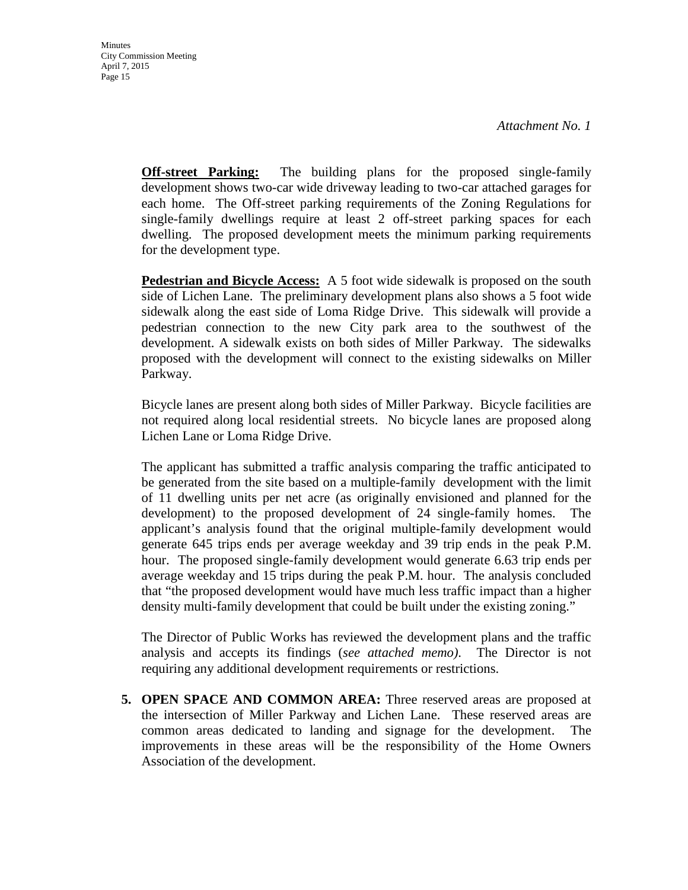*Attachment No. 1*

**Off-street Parking:** The building plans for the proposed single-family development shows two-car wide driveway leading to two-car attached garages for each home. The Off-street parking requirements of the Zoning Regulations for single-family dwellings require at least 2 off-street parking spaces for each dwelling. The proposed development meets the minimum parking requirements for the development type.

**Pedestrian and Bicycle Access:** A 5 foot wide sidewalk is proposed on the south side of Lichen Lane. The preliminary development plans also shows a 5 foot wide sidewalk along the east side of Loma Ridge Drive. This sidewalk will provide a pedestrian connection to the new City park area to the southwest of the development. A sidewalk exists on both sides of Miller Parkway. The sidewalks proposed with the development will connect to the existing sidewalks on Miller Parkway.

Bicycle lanes are present along both sides of Miller Parkway. Bicycle facilities are not required along local residential streets. No bicycle lanes are proposed along Lichen Lane or Loma Ridge Drive.

The applicant has submitted a traffic analysis comparing the traffic anticipated to be generated from the site based on a multiple-family development with the limit of 11 dwelling units per net acre (as originally envisioned and planned for the development) to the proposed development of 24 single-family homes. The applicant's analysis found that the original multiple-family development would generate 645 trips ends per average weekday and 39 trip ends in the peak P.M. hour. The proposed single-family development would generate 6.63 trip ends per average weekday and 15 trips during the peak P.M. hour. The analysis concluded that "the proposed development would have much less traffic impact than a higher density multi-family development that could be built under the existing zoning."

The Director of Public Works has reviewed the development plans and the traffic analysis and accepts its findings (*see attached memo).* The Director is not requiring any additional development requirements or restrictions.

5. **OPEN SPACE AND COMMON AREA:** Three reserved areas are proposed at the intersection of Miller Parkway and Lichen Lane. These reserved areas are common areas dedicated to landing and signage for the development. The improvements in these areas will be the responsibility of the Home Owners Association of the development.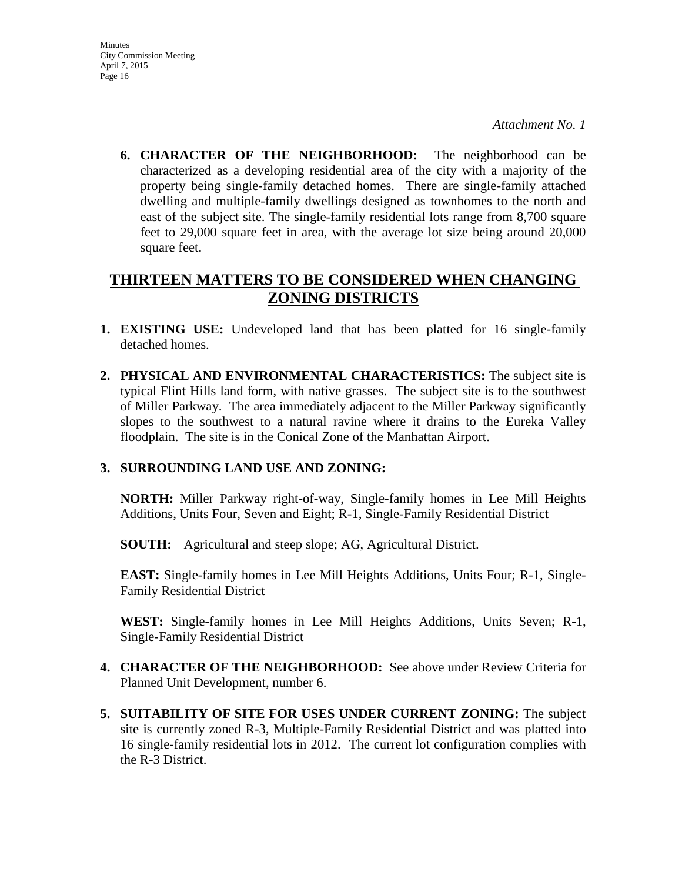*Attachment No. 1*

6. **CHARACTER OF THE NEIGHBORHOOD:** The neighborhood can be characterized as a developing residential area of the city with a majority of the property being single-family detached homes. There are single-family attached dwelling and multiple-family dwellings designed as townhomes to the north and east of the subject site. The single-family residential lots range from 8,700 square feet to 29,000 square feet in area, with the average lot size being around 20,000 square feet.

## THIRTEEN MATTERS TO BE CONSIDERED WHEN CHANGING ZONING DISTRICTS

1. **EXISTING USE:** Undeveloped land that has been platted for 16 single-family detached homes.

2. **PHYSICAL AND ENVIRONMENTAL CHARACTERISTICS:** The subject site is typical Flint Hills land form, with native grasses. The subject site is to the southwest of Miller Parkway. The area immediately adjacent to the Miller Parkway significantly slopes to the southwest to a natural ravine where it drains to the Eureka Valley floodplain. The site is in the Conical Zone of the Manhattan Airport.

3. **SURROUNDING LAND USE AND ZONING:**

   **NORTH:** Miller Parkway right-of-way, Single-family homes in Lee Mill Heights Additions, Units Four, Seven and Eight; R-1, Single-Family Residential District

   **SOUTH:** Agricultural and steep slope; AG, Agricultural District.

   **EAST:** Single-family homes in Lee Mill Heights Additions, Units Four; R-1, Single-Family Residential District

   **WEST:** Single-family homes in Lee Mill Heights Additions, Units Seven; R-1, Single-Family Residential District

4. **CHARACTER OF THE NEIGHBORHOOD:** See above under Review Criteria for Planned Unit Development, number 6.

5. **SUITABILITY OF SITE FOR USES UNDER CURRENT ZONING:** The subject site is currently zoned R-3, Multiple-Family Residential District and was platted into 16 single-family residential lots in 2012. The current lot configuration complies with the R-3 District.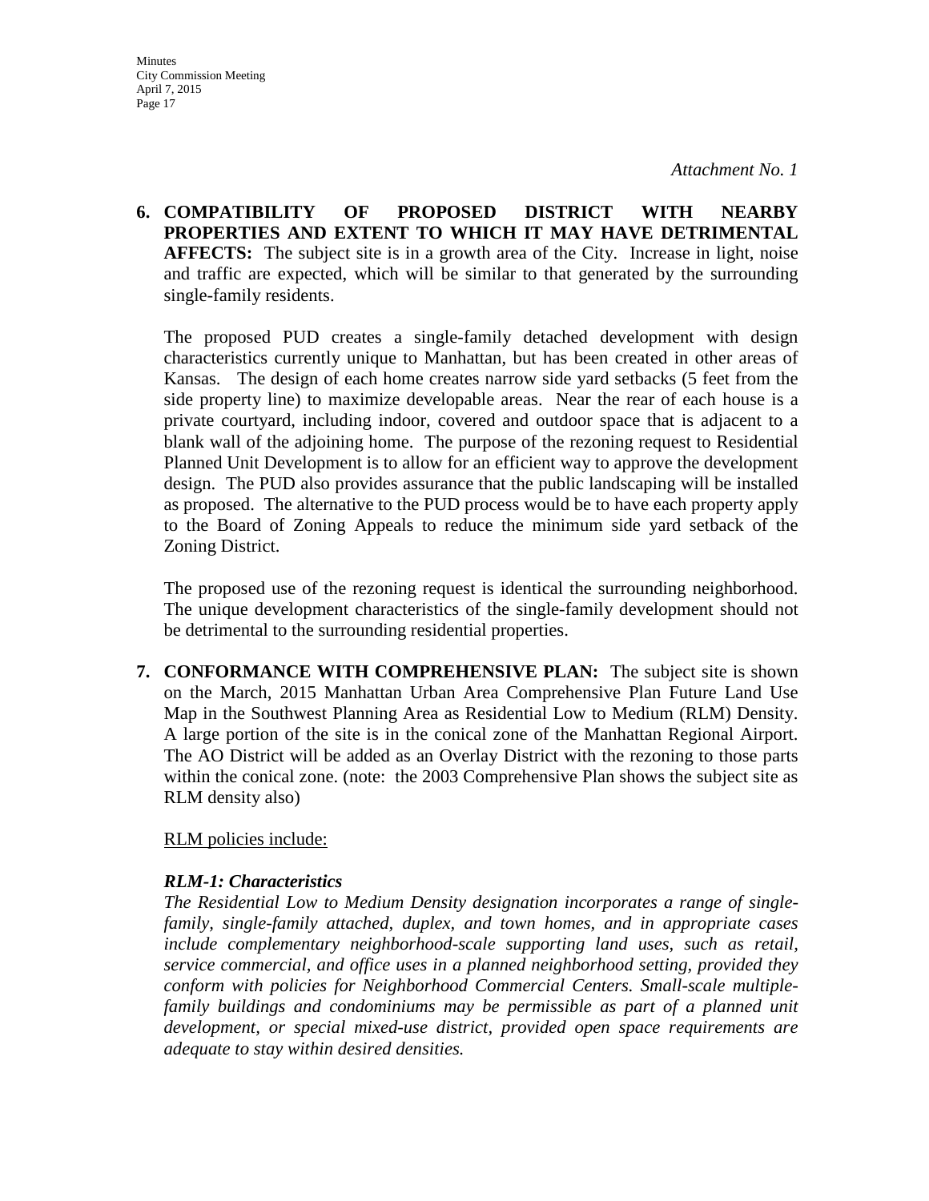*Attachment No. 1*

**6. COMPATIBILITY OF PROPOSED DISTRICT WITH NEARBY PROPERTIES AND EXTENT TO WHICH IT MAY HAVE DETRIMENTAL AFFECTS:** The subject site is in a growth area of the City. Increase in light, noise and traffic are expected, which will be similar to that generated by the surrounding single-family residents.

The proposed PUD creates a single-family detached development with design characteristics currently unique to Manhattan, but has been created in other areas of Kansas. The design of each home creates narrow side yard setbacks (5 feet from the side property line) to maximize developable areas. Near the rear of each house is a private courtyard, including indoor, covered and outdoor space that is adjacent to a blank wall of the adjoining home. The purpose of the rezoning request to Residential Planned Unit Development is to allow for an efficient way to approve the development design. The PUD also provides assurance that the public landscaping will be installed as proposed. The alternative to the PUD process would be to have each property apply to the Board of Zoning Appeals to reduce the minimum side yard setback of the Zoning District.

The proposed use of the rezoning request is identical the surrounding neighborhood. The unique development characteristics of the single-family development should not be detrimental to the surrounding residential properties.

**7. CONFORMANCE WITH COMPREHENSIVE PLAN:** The subject site is shown on the March, 2015 Manhattan Urban Area Comprehensive Plan Future Land Use Map in the Southwest Planning Area as Residential Low to Medium (RLM) Density. A large portion of the site is in the conical zone of the Manhattan Regional Airport. The AO District will be added as an Overlay District with the rezoning to those parts within the conical zone. (note: the 2003 Comprehensive Plan shows the subject site as RLM density also)

RLM policies include:

***RLM-1: Characteristics***

*The Residential Low to Medium Density designation incorporates a range of single-family, single-family attached, duplex, and town homes, and in appropriate cases include complementary neighborhood-scale supporting land uses, such as retail, service commercial, and office uses in a planned neighborhood setting, provided they conform with policies for Neighborhood Commercial Centers. Small-scale multiple-family buildings and condominiums may be permissible as part of a planned unit development, or special mixed-use district, provided open space requirements are adequate to stay within desired densities.*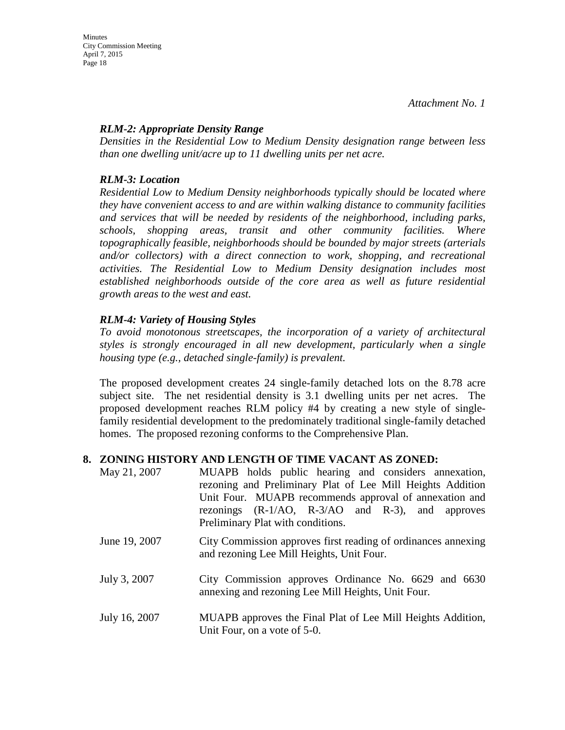*Attachment No. 1*

***RLM-2: Appropriate Density Range***
*Densities in the Residential Low to Medium Density designation range between less than one dwelling unit/acre up to 11 dwelling units per net acre.*

***RLM-3: Location***
*Residential Low to Medium Density neighborhoods typically should be located where they have convenient access to and are within walking distance to community facilities and services that will be needed by residents of the neighborhood, including parks, schools, shopping areas, transit and other community facilities. Where topographically feasible, neighborhoods should be bounded by major streets (arterials and/or collectors) with a direct connection to work, shopping, and recreational activities. The Residential Low to Medium Density designation includes most established neighborhoods outside of the core area as well as future residential growth areas to the west and east.*

***RLM-4: Variety of Housing Styles***
*To avoid monotonous streetscapes, the incorporation of a variety of architectural styles is strongly encouraged in all new development, particularly when a single housing type (e.g., detached single-family) is prevalent.*

The proposed development creates 24 single-family detached lots on the 8.78 acre subject site. The net residential density is 3.1 dwelling units per net acres. The proposed development reaches RLM policy #4 by creating a new style of single-family residential development to the predominately traditional single-family detached homes. The proposed rezoning conforms to the Comprehensive Plan.

**8. ZONING HISTORY AND LENGTH OF TIME VACANT AS ZONED:**

| | |
|---|---|
| May 21, 2007 | MUAPB holds public hearing and considers annexation, rezoning and Preliminary Plat of Lee Mill Heights Addition Unit Four. MUAPB recommends approval of annexation and rezonings (R-1/AO, R-3/AO and R-3), and approves Preliminary Plat with conditions. |
| June 19, 2007 | City Commission approves first reading of ordinances annexing and rezoning Lee Mill Heights, Unit Four. |
| July 3, 2007 | City Commission approves Ordinance No. 6629 and 6630 annexing and rezoning Lee Mill Heights, Unit Four. |
| July 16, 2007 | MUAPB approves the Final Plat of Lee Mill Heights Addition, Unit Four, on a vote of 5-0. |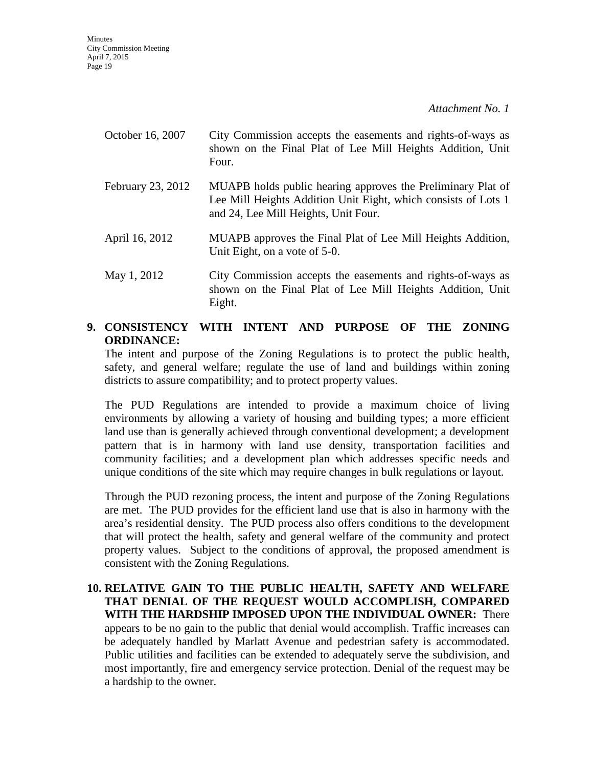*Attachment No. 1*

| | |
|---|---|
| October 16, 2007 | City Commission accepts the easements and rights-of-ways as shown on the Final Plat of Lee Mill Heights Addition, Unit Four. |
| February 23, 2012 | MUAPB holds public hearing approves the Preliminary Plat of Lee Mill Heights Addition Unit Eight, which consists of Lots 1 and 24, Lee Mill Heights, Unit Four. |
| April 16, 2012 | MUAPB approves the Final Plat of Lee Mill Heights Addition, Unit Eight, on a vote of 5-0. |
| May 1, 2012 | City Commission accepts the easements and rights-of-ways as shown on the Final Plat of Lee Mill Heights Addition, Unit Eight. |

**9. CONSISTENCY WITH INTENT AND PURPOSE OF THE ZONING ORDINANCE:**

The intent and purpose of the Zoning Regulations is to protect the public health, safety, and general welfare; regulate the use of land and buildings within zoning districts to assure compatibility; and to protect property values.

The PUD Regulations are intended to provide a maximum choice of living environments by allowing a variety of housing and building types; a more efficient land use than is generally achieved through conventional development; a development pattern that is in harmony with land use density, transportation facilities and community facilities; and a development plan which addresses specific needs and unique conditions of the site which may require changes in bulk regulations or layout.

Through the PUD rezoning process, the intent and purpose of the Zoning Regulations are met. The PUD provides for the efficient land use that is also in harmony with the area's residential density. The PUD process also offers conditions to the development that will protect the health, safety and general welfare of the community and protect property values. Subject to the conditions of approval, the proposed amendment is consistent with the Zoning Regulations.

**10. RELATIVE GAIN TO THE PUBLIC HEALTH, SAFETY AND WELFARE THAT DENIAL OF THE REQUEST WOULD ACCOMPLISH, COMPARED WITH THE HARDSHIP IMPOSED UPON THE INDIVIDUAL OWNER:** There appears to be no gain to the public that denial would accomplish. Traffic increases can be adequately handled by Marlatt Avenue and pedestrian safety is accommodated. Public utilities and facilities can be extended to adequately serve the subdivision, and most importantly, fire and emergency service protection. Denial of the request may be a hardship to the owner.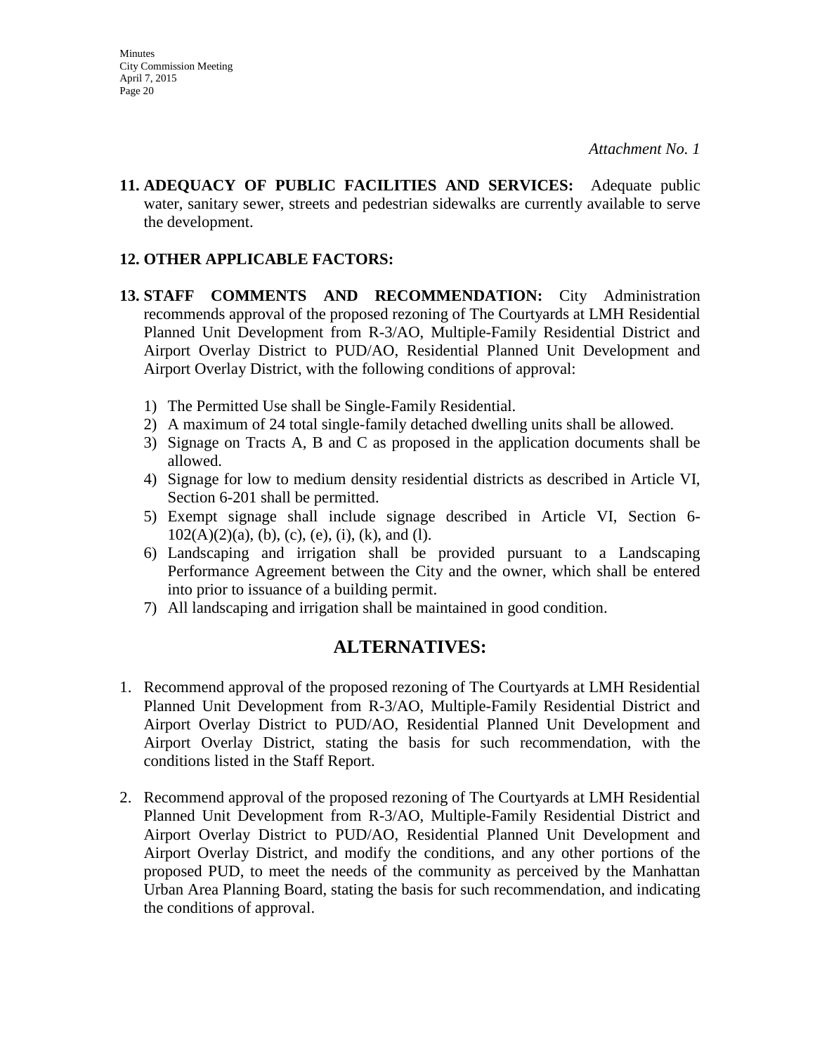*Attachment No. 1*

**11. ADEQUACY OF PUBLIC FACILITIES AND SERVICES:** Adequate public water, sanitary sewer, streets and pedestrian sidewalks are currently available to serve the development.

**12. OTHER APPLICABLE FACTORS:**

**13. STAFF COMMENTS AND RECOMMENDATION:** City Administration recommends approval of the proposed rezoning of The Courtyards at LMH Residential Planned Unit Development from R-3/AO, Multiple-Family Residential District and Airport Overlay District to PUD/AO, Residential Planned Unit Development and Airport Overlay District, with the following conditions of approval:

1) The Permitted Use shall be Single-Family Residential.
2) A maximum of 24 total single-family detached dwelling units shall be allowed.
3) Signage on Tracts A, B and C as proposed in the application documents shall be allowed.
4) Signage for low to medium density residential districts as described in Article VI, Section 6-201 shall be permitted.
5) Exempt signage shall include signage described in Article VI, Section 6-102(A)(2)(a), (b), (c), (e), (i), (k), and (l).
6) Landscaping and irrigation shall be provided pursuant to a Landscaping Performance Agreement between the City and the owner, which shall be entered into prior to issuance of a building permit.
7) All landscaping and irrigation shall be maintained in good condition.

## ALTERNATIVES:

1. Recommend approval of the proposed rezoning of The Courtyards at LMH Residential Planned Unit Development from R-3/AO, Multiple-Family Residential District and Airport Overlay District to PUD/AO, Residential Planned Unit Development and Airport Overlay District, stating the basis for such recommendation, with the conditions listed in the Staff Report.

2. Recommend approval of the proposed rezoning of The Courtyards at LMH Residential Planned Unit Development from R-3/AO, Multiple-Family Residential District and Airport Overlay District to PUD/AO, Residential Planned Unit Development and Airport Overlay District, and modify the conditions, and any other portions of the proposed PUD, to meet the needs of the community as perceived by the Manhattan Urban Area Planning Board, stating the basis for such recommendation, and indicating the conditions of approval.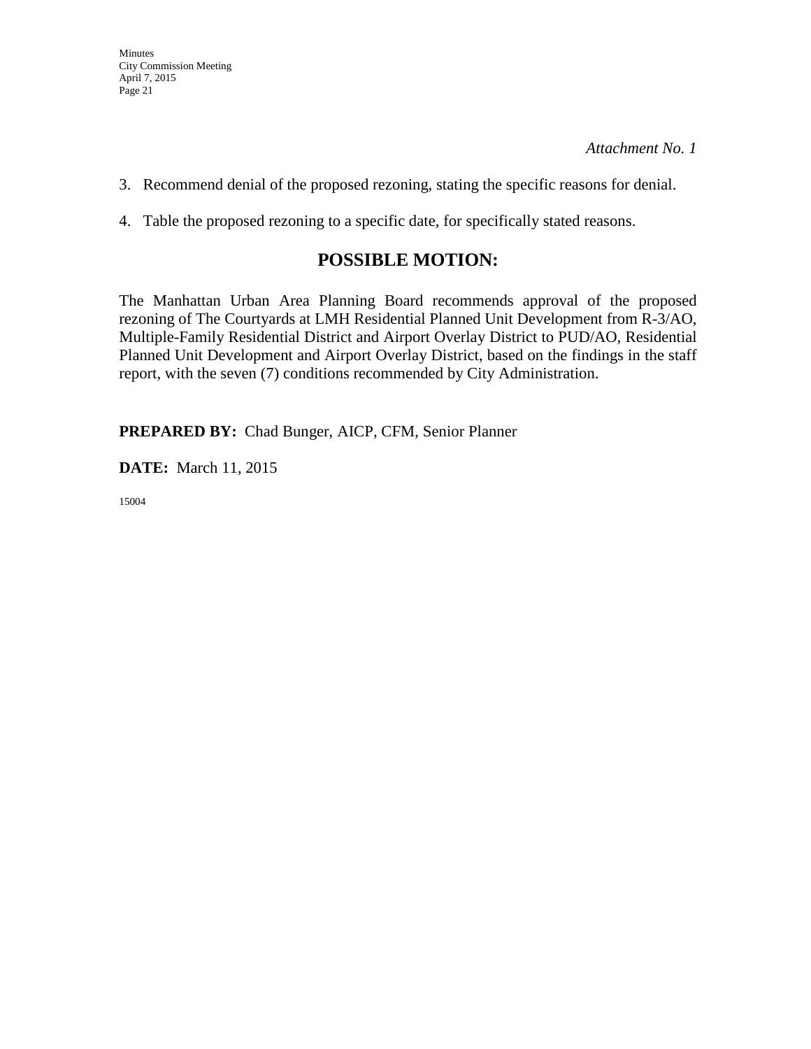*Attachment No. 1*

3. Recommend denial of the proposed rezoning, stating the specific reasons for denial.

4. Table the proposed rezoning to a specific date, for specifically stated reasons.

## POSSIBLE MOTION:

The Manhattan Urban Area Planning Board recommends approval of the proposed rezoning of The Courtyards at LMH Residential Planned Unit Development from R-3/AO, Multiple-Family Residential District and Airport Overlay District to PUD/AO, Residential Planned Unit Development and Airport Overlay District, based on the findings in the staff report, with the seven (7) conditions recommended by City Administration.

**PREPARED BY:** Chad Bunger, AICP, CFM, Senior Planner

**DATE:** March 11, 2015

15004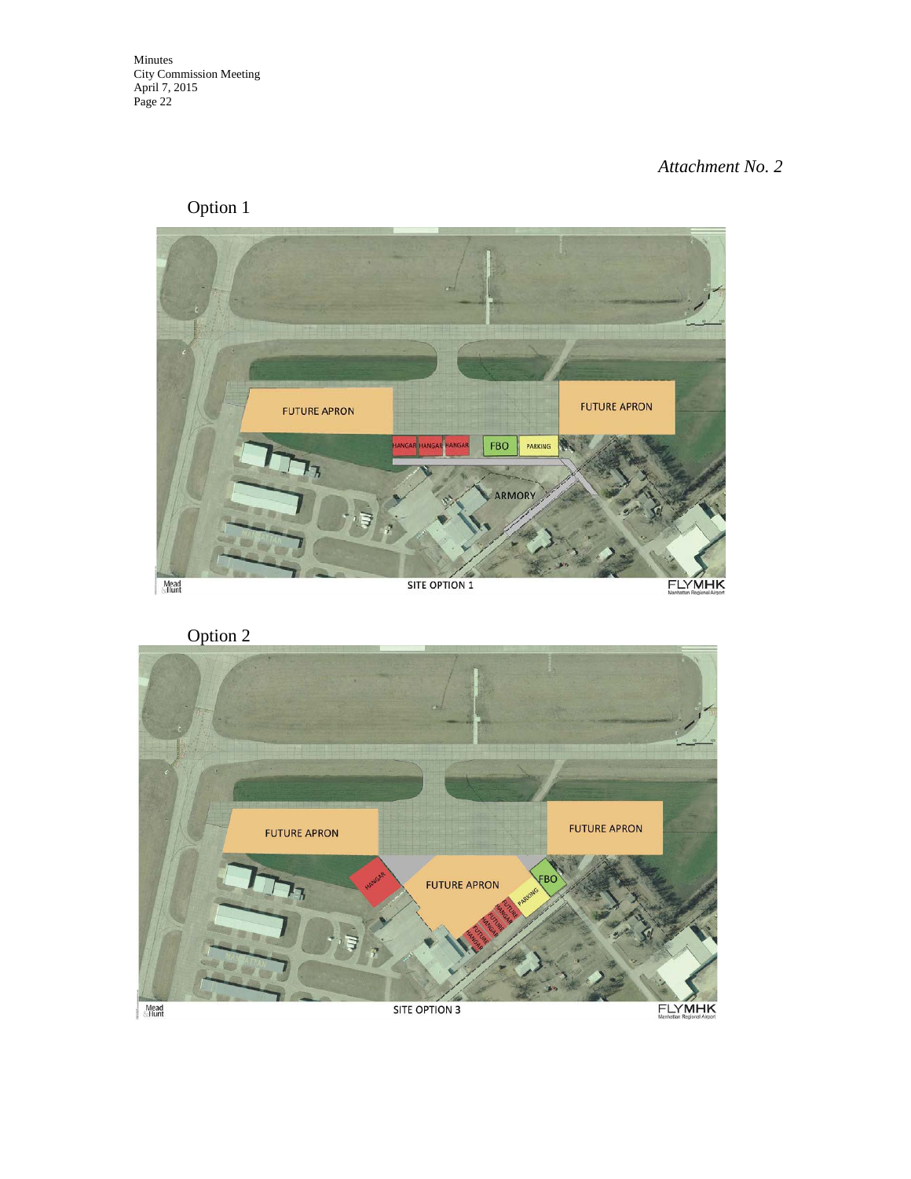*Attachment No. 2*

Option 1

FUTURE APRON

FUTURE APRON

HANGAR HANGAR HANGAR

FBO

PARKING

ARMORY

Mead & Hunt

SITE OPTION 1

FLYMHK
Manhattan Regional Airport

Option 2

FUTURE APRON

FUTURE APRON

HANGAR

FUTURE APRON

FBO

PARKING

FUTURE HANGAR

FUTURE HANGAR

FUTURE HANGAR

Mead & Hunt

SITE OPTION 3

FLYMHK
Manhattan Regional Airport